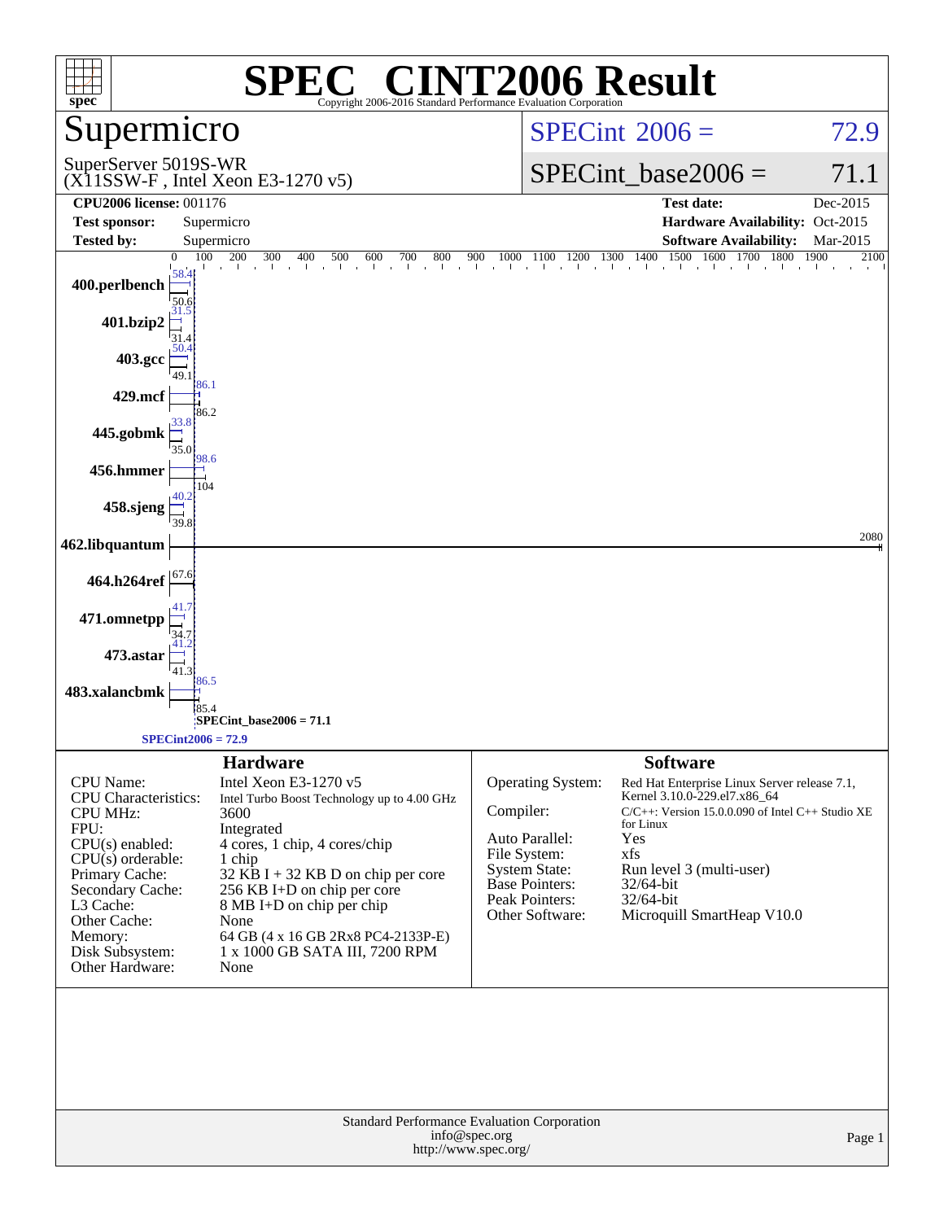# SPEC® CINT2006 Result

Copyright 2006-2016 Standard Performance Evaluation Corporation

## Supermicro

SuperServer 5019S-WR
(X11SSW-F , Intel Xeon E3-1270 v5)

SPECint 2006 = 72.9

SPECint_base2006 = 71.1

| | | | |
|---|---|---|---|
| **CPU2006 license:** 001176 | | **Test date:** | Dec-2015 |
| **Test sponsor:** | Supermicro | **Hardware Availability:** | Oct-2015 |
| **Tested by:** | Supermicro | **Software Availability:** | Mar-2015 |

| Benchmark | Peak | Base |
|---|---|---|
| 400.perlbench | 58.4 | 50.6 |
| 401.bzip2 | 31.5 | 31.4 |
| 403.gcc | 50.4 | 49.1 |
| 429.mcf | 86.1 | 86.2 |
| 445.gobmk | 33.8 | 35.0 |
| 456.hmmer | 98.6 | 104 |
| 458.sjeng | 40.2 | 39.8 |
| 462.libquantum | 2080 | |
| 464.h264ref | 67.6 | |
| 471.omnetpp | 41.7 | 34.7 |
| 473.astar | 41.2 | 41.3 |
| 483.xalancbmk | 86.5 | 85.4 |

SPECint_base2006 = 71.1

SPECint2006 = 72.9

### Hardware

| | |
|---|---|
| CPU Name: | Intel Xeon E3-1270 v5 |
| CPU Characteristics: | Intel Turbo Boost Technology up to 4.00 GHz |
| CPU MHz: | 3600 |
| FPU: | Integrated |
| CPU(s) enabled: | 4 cores, 1 chip, 4 cores/chip |
| CPU(s) orderable: | 1 chip |
| Primary Cache: | 32 KB I + 32 KB D on chip per core |
| Secondary Cache: | 256 KB I+D on chip per core |
| L3 Cache: | 8 MB I+D on chip per chip |
| Other Cache: | None |
| Memory: | 64 GB (4 x 16 GB 2Rx8 PC4-2133P-E) |
| Disk Subsystem: | 1 x 1000 GB SATA III, 7200 RPM |
| Other Hardware: | None |

### Software

| | |
|---|---|
| Operating System: | Red Hat Enterprise Linux Server release 7.1, Kernel 3.10.0-229.el7.x86_64 |
| Compiler: | C/C++: Version 15.0.0.090 of Intel C++ Studio XE for Linux |
| Auto Parallel: | Yes |
| File System: | xfs |
| System State: | Run level 3 (multi-user) |
| Base Pointers: | 32/64-bit |
| Peak Pointers: | 32/64-bit |
| Other Software: | Microquill SmartHeap V10.0 |

Standard Performance Evaluation Corporation
info@spec.org
http://www.spec.org/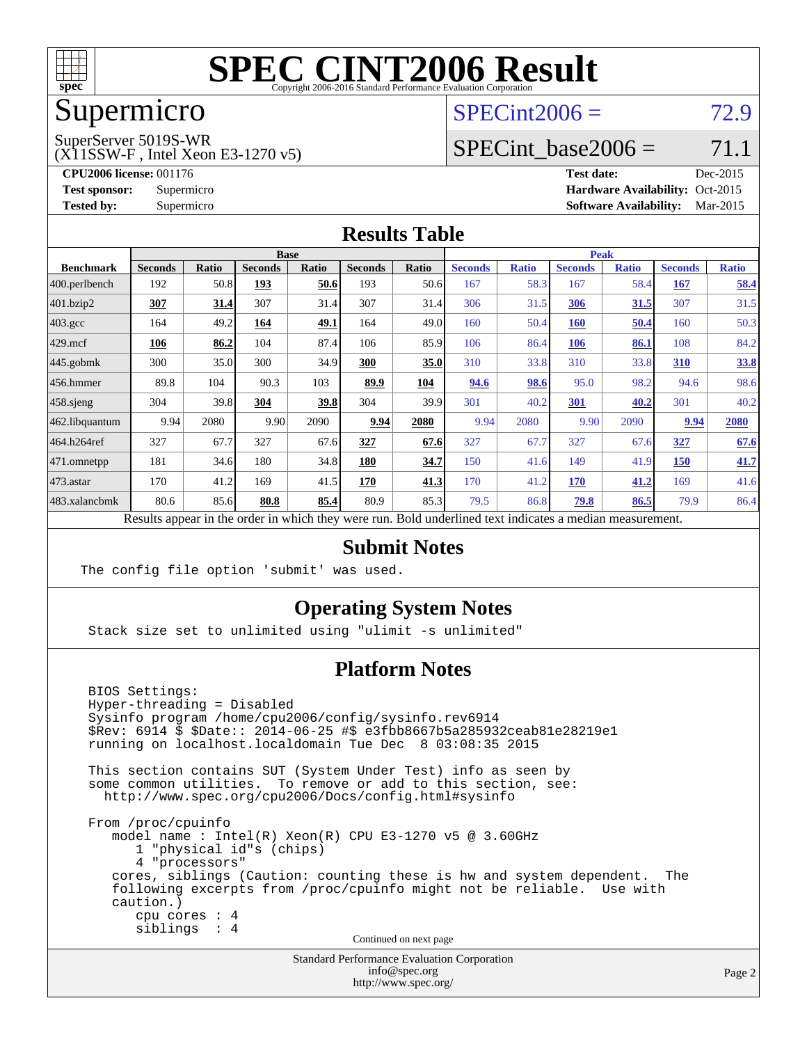# SPEC CINT2006 Result

Copyright 2006-2016 Standard Performance Evaluation Corporation

## Supermicro

SuperServer 5019S-WR
(X11SSW-F , Intel Xeon E3-1270 v5)

SPECint2006 = 72.9

SPECint_base2006 = 71.1

**CPU2006 license:** 001176
**Test sponsor:** Supermicro
**Tested by:** Supermicro

**Test date:** Dec-2015
**Hardware Availability:** Oct-2015
**Software Availability:** Mar-2015

## Results Table

| Benchmark | Base | | | | | | Peak | | | | | |
|---|---|---|---|---|---|---|---|---|---|---|---|---|
| | Seconds | Ratio | Seconds | Ratio | Seconds | Ratio | Seconds | Ratio | Seconds | Ratio | Seconds | Ratio |
| 400.perlbench | 192 | 50.8 | **193** | **50.6** | 193 | 50.6 | 167 | 58.3 | 167 | 58.4 | **167** | **58.4** |
| 401.bzip2 | **307** | **31.4** | 307 | 31.4 | 307 | 31.4 | 306 | 31.5 | **306** | **31.5** | 307 | 31.5 |
| 403.gcc | 164 | 49.2 | **164** | **49.1** | 164 | 49.0 | 160 | 50.4 | **160** | **50.4** | 160 | 50.3 |
| 429.mcf | **106** | **86.2** | 104 | 87.4 | 106 | 85.9 | 106 | 86.4 | **106** | **86.1** | 108 | 84.2 |
| 445.gobmk | 300 | 35.0 | 300 | 34.9 | **300** | **35.0** | 310 | 33.8 | 310 | 33.8 | **310** | **33.8** |
| 456.hmmer | 89.8 | 104 | 90.3 | 103 | **89.9** | **104** | **94.6** | **98.6** | 95.0 | 98.2 | 94.6 | 98.6 |
| 458.sjeng | 304 | 39.8 | **304** | **39.8** | 304 | 39.9 | 301 | 40.2 | **301** | **40.2** | 301 | 40.2 |
| 462.libquantum | 9.94 | 2080 | 9.90 | 2090 | **9.94** | **2080** | 9.94 | 2080 | 9.90 | 2090 | **9.94** | **2080** |
| 464.h264ref | 327 | 67.7 | 327 | 67.6 | **327** | **67.6** | 327 | 67.7 | 327 | 67.6 | **327** | **67.6** |
| 471.omnetpp | 181 | 34.6 | 180 | 34.8 | **180** | **34.7** | 150 | 41.6 | 149 | 41.9 | **150** | **41.7** |
| 473.astar | 170 | 41.2 | 169 | 41.5 | **170** | **41.3** | 170 | 41.2 | **170** | **41.2** | 169 | 41.6 |
| 483.xalancbmk | 80.6 | 85.6 | **80.8** | **85.4** | 80.9 | 85.3 | 79.5 | 86.8 | **79.8** | **86.5** | 79.9 | 86.4 |

Results appear in the order in which they were run. Bold underlined text indicates a median measurement.

## Submit Notes

```
The config file option 'submit' was used.
```

## Operating System Notes

```
Stack size set to unlimited using "ulimit -s unlimited"
```

## Platform Notes

```
BIOS Settings:
Hyper-threading = Disabled
Sysinfo program /home/cpu2006/config/sysinfo.rev6914
$Rev: 6914 $ $Date:: 2014-06-25 #$ e3fbb8667b5a285932ceab81e28219e1
running on localhost.localdomain Tue Dec  8 03:08:35 2015

This section contains SUT (System Under Test) info as seen by
some common utilities.  To remove or add to this section, see:
  http://www.spec.org/cpu2006/Docs/config.html#sysinfo

From /proc/cpuinfo
   model name : Intel(R) Xeon(R) CPU E3-1270 v5 @ 3.60GHz
      1 "physical id"s (chips)
      4 "processors"
   cores, siblings (Caution: counting these is hw and system dependent.  The
   following excerpts from /proc/cpuinfo might not be reliable.  Use with
   caution.)
      cpu cores : 4
      siblings  : 4
```

Continued on next page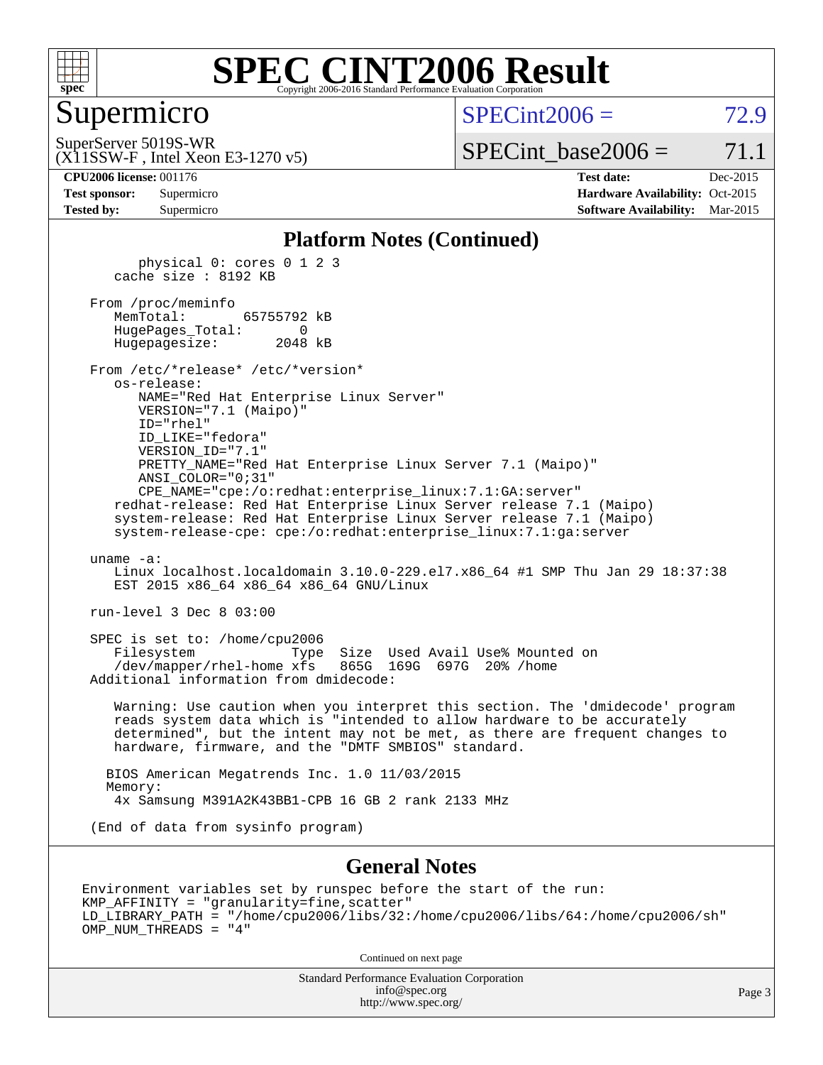# SPEC CINT2006 Result

Copyright 2006-2016 Standard Performance Evaluation Corporation

## Supermicro

SuperServer 5019S-WR
(X11SSW-F , Intel Xeon E3-1270 v5)

SPECint2006 = 72.9

SPECint_base2006 = 71.1

| | | | |
|---|---|---|---|
| **CPU2006 license:** 001176 | | **Test date:** | Dec-2015 |
| **Test sponsor:** | Supermicro | **Hardware Availability:** | Oct-2015 |
| **Tested by:** | Supermicro | **Software Availability:** | Mar-2015 |

### Platform Notes (Continued)

```
        physical 0: cores 0 1 2 3
     cache size : 8192 KB

  From /proc/meminfo
     MemTotal:       65755792 kB
     HugePages_Total:       0
     Hugepagesize:       2048 kB

  From /etc/*release* /etc/*version*
     os-release:
        NAME="Red Hat Enterprise Linux Server"
        VERSION="7.1 (Maipo)"
        ID="rhel"
        ID_LIKE="fedora"
        VERSION_ID="7.1"
        PRETTY_NAME="Red Hat Enterprise Linux Server 7.1 (Maipo)"
        ANSI_COLOR="0;31"
        CPE_NAME="cpe:/o:redhat:enterprise_linux:7.1:GA:server"
     redhat-release: Red Hat Enterprise Linux Server release 7.1 (Maipo)
     system-release: Red Hat Enterprise Linux Server release 7.1 (Maipo)
     system-release-cpe: cpe:/o:redhat:enterprise_linux:7.1:ga:server

  uname -a:
     Linux localhost.localdomain 3.10.0-229.el7.x86_64 #1 SMP Thu Jan 29 18:37:38
     EST 2015 x86_64 x86_64 x86_64 GNU/Linux

  run-level 3 Dec 8 03:00

  SPEC is set to: /home/cpu2006
     Filesystem            Type  Size  Used Avail Use% Mounted on
     /dev/mapper/rhel-home xfs   865G  169G  697G  20% /home
  Additional information from dmidecode:

     Warning: Use caution when you interpret this section. The 'dmidecode' program
     reads system data which is "intended to allow hardware to be accurately
     determined", but the intent may not be met, as there are frequent changes to
     hardware, firmware, and the "DMTF SMBIOS" standard.

    BIOS American Megatrends Inc. 1.0 11/03/2015
    Memory:
     4x Samsung M391A2K43BB1-CPB 16 GB 2 rank 2133 MHz

  (End of data from sysinfo program)
```

### General Notes

```
Environment variables set by runspec before the start of the run:
KMP_AFFINITY = "granularity=fine,scatter"
LD_LIBRARY_PATH = "/home/cpu2006/libs/32:/home/cpu2006/libs/64:/home/cpu2006/sh"
OMP_NUM_THREADS = "4"
```

Continued on next page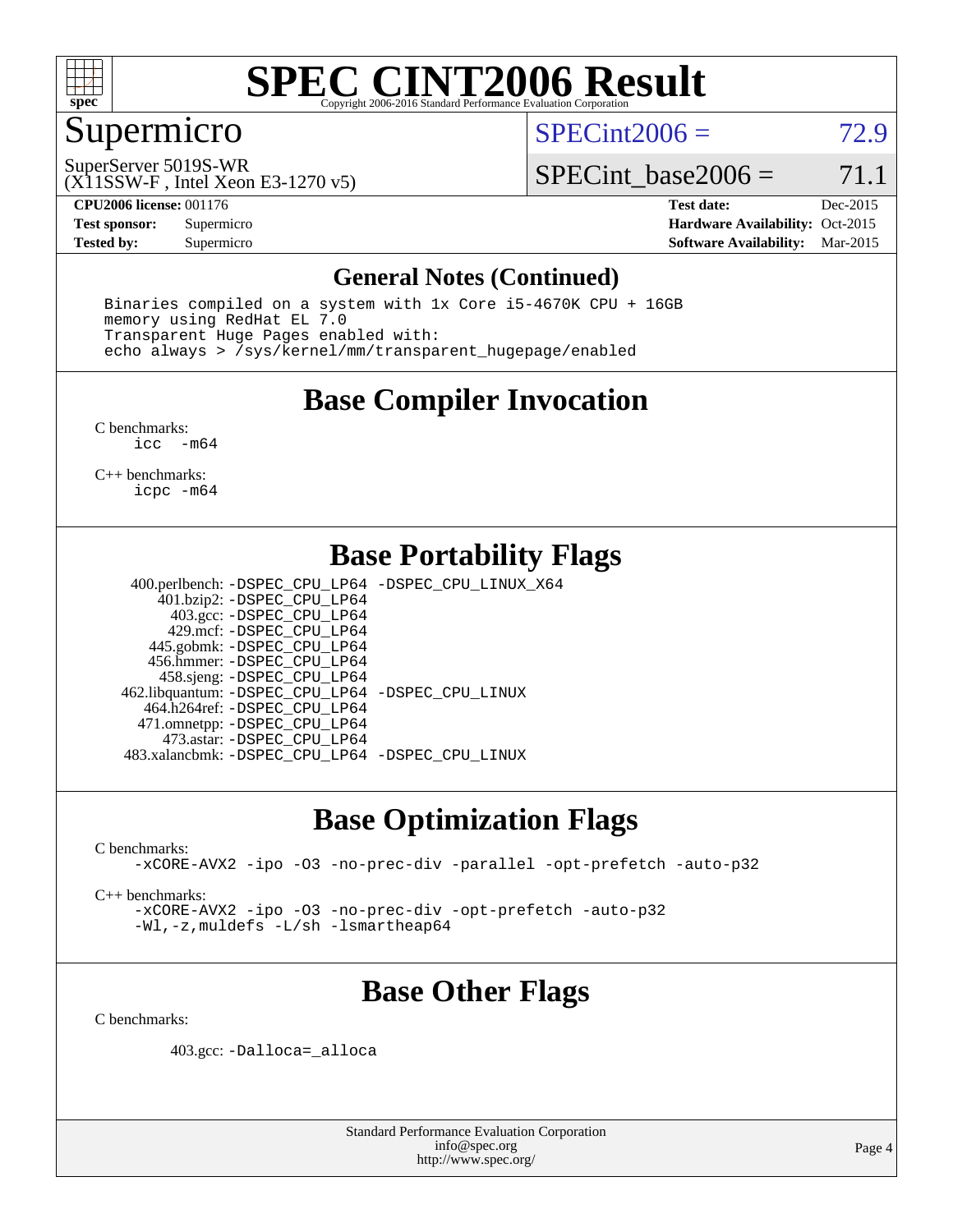# SPEC CINT2006 Result

Copyright 2006-2016 Standard Performance Evaluation Corporation

## Supermicro

SuperServer 5019S-WR
(X11SSW-F , Intel Xeon E3-1270 v5)

SPECint2006 = 72.9

SPECint_base2006 = 71.1

| | | | |
|---|---|---|---|
| **CPU2006 license:** 001176 | | **Test date:** | Dec-2015 |
| **Test sponsor:** | Supermicro | **Hardware Availability:** | Oct-2015 |
| **Tested by:** | Supermicro | **Software Availability:** | Mar-2015 |

## General Notes (Continued)

```
Binaries compiled on a system with 1x Core i5-4670K CPU + 16GB
memory using RedHat EL 7.0
Transparent Huge Pages enabled with:
echo always > /sys/kernel/mm/transparent_hugepage/enabled
```

## Base Compiler Invocation

C benchmarks:
```
icc  -m64
```

C++ benchmarks:
```
icpc -m64
```

## Base Portability Flags

```
400.perlbench: -DSPEC_CPU_LP64 -DSPEC_CPU_LINUX_X64
   401.bzip2: -DSPEC_CPU_LP64
     403.gcc: -DSPEC_CPU_LP64
     429.mcf: -DSPEC_CPU_LP64
   445.gobmk: -DSPEC_CPU_LP64
   456.hmmer: -DSPEC_CPU_LP64
   458.sjeng: -DSPEC_CPU_LP64
462.libquantum: -DSPEC_CPU_LP64 -DSPEC_CPU_LINUX
  464.h264ref: -DSPEC_CPU_LP64
  471.omnetpp: -DSPEC_CPU_LP64
   473.astar: -DSPEC_CPU_LP64
483.xalancbmk: -DSPEC_CPU_LP64 -DSPEC_CPU_LINUX
```

## Base Optimization Flags

C benchmarks:
```
-xCORE-AVX2 -ipo -O3 -no-prec-div -parallel -opt-prefetch -auto-p32
```

C++ benchmarks:
```
-xCORE-AVX2 -ipo -O3 -no-prec-div -opt-prefetch -auto-p32
-Wl,-z,muldefs -L/sh -lsmartheap64
```

## Base Other Flags

C benchmarks:

```
403.gcc: -Dalloca=_alloca
```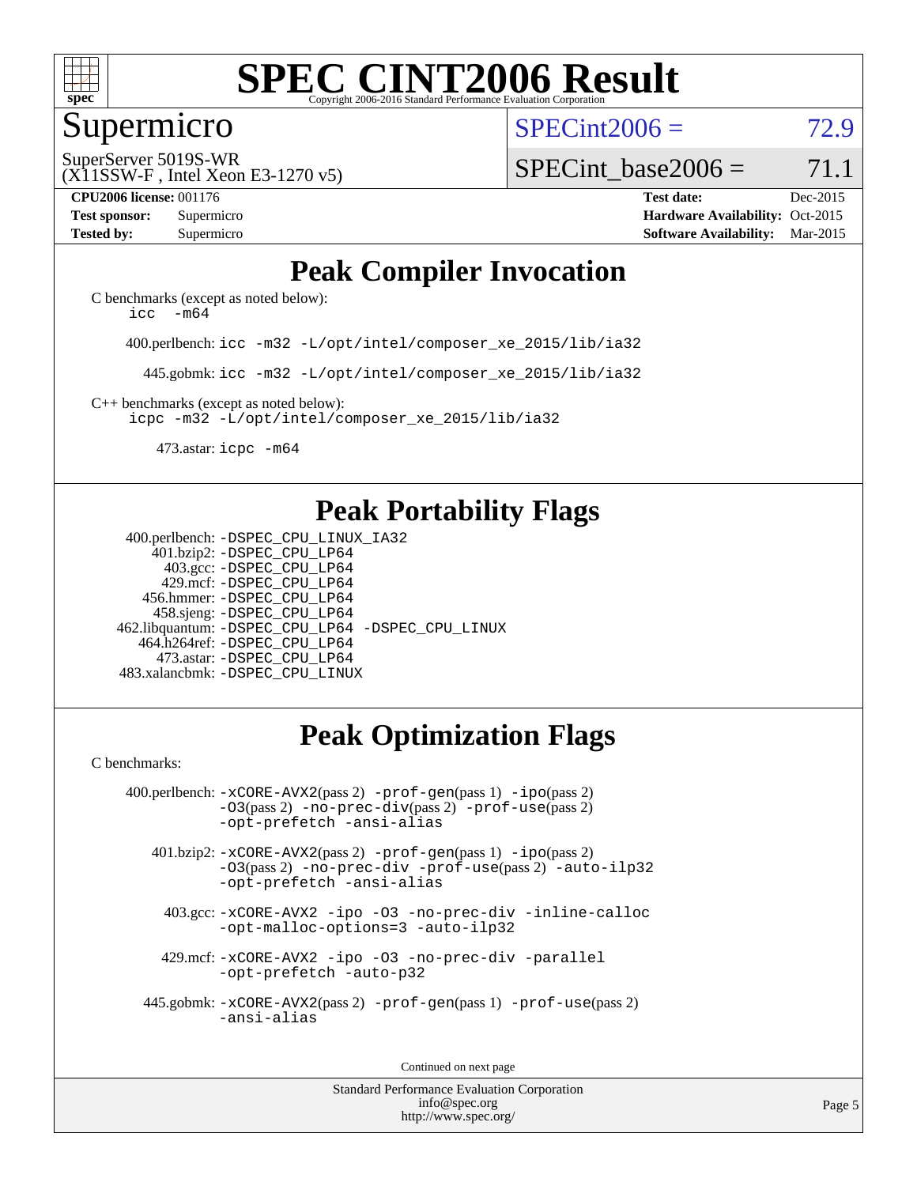# SPEC CINT2006 Result

Copyright 2006-2016 Standard Performance Evaluation Corporation

## Supermicro

SuperServer 5019S-WR
(X11SSW-F , Intel Xeon E3-1270 v5)

SPECint2006 = 72.9

SPECint_base2006 = 71.1

**CPU2006 license:** 001176 **Test date:** Dec-2015
**Test sponsor:** Supermicro **Hardware Availability:** Oct-2015
**Tested by:** Supermicro **Software Availability:** Mar-2015

## Peak Compiler Invocation

C benchmarks (except as noted below):
icc -m64

400.perlbench: icc -m32 -L/opt/intel/composer_xe_2015/lib/ia32

445.gobmk: icc -m32 -L/opt/intel/composer_xe_2015/lib/ia32

C++ benchmarks (except as noted below):
icpc -m32 -L/opt/intel/composer_xe_2015/lib/ia32

473.astar: icpc -m64

## Peak Portability Flags

400.perlbench: -DSPEC_CPU_LINUX_IA32
401.bzip2: -DSPEC_CPU_LP64
403.gcc: -DSPEC_CPU_LP64
429.mcf: -DSPEC_CPU_LP64
456.hmmer: -DSPEC_CPU_LP64
458.sjeng: -DSPEC_CPU_LP64
462.libquantum: -DSPEC_CPU_LP64 -DSPEC_CPU_LINUX
464.h264ref: -DSPEC_CPU_LP64
473.astar: -DSPEC_CPU_LP64
483.xalancbmk: -DSPEC_CPU_LINUX

## Peak Optimization Flags

C benchmarks:

400.perlbench: -xCORE-AVX2(pass 2) -prof-gen(pass 1) -ipo(pass 2) -O3(pass 2) -no-prec-div(pass 2) -prof-use(pass 2) -opt-prefetch -ansi-alias

401.bzip2: -xCORE-AVX2(pass 2) -prof-gen(pass 1) -ipo(pass 2) -O3(pass 2) -no-prec-div -prof-use(pass 2) -auto-ilp32 -opt-prefetch -ansi-alias

403.gcc: -xCORE-AVX2 -ipo -O3 -no-prec-div -inline-calloc -opt-malloc-options=3 -auto-ilp32

429.mcf: -xCORE-AVX2 -ipo -O3 -no-prec-div -parallel -opt-prefetch -auto-p32

445.gobmk: -xCORE-AVX2(pass 2) -prof-gen(pass 1) -prof-use(pass 2) -ansi-alias

Continued on next page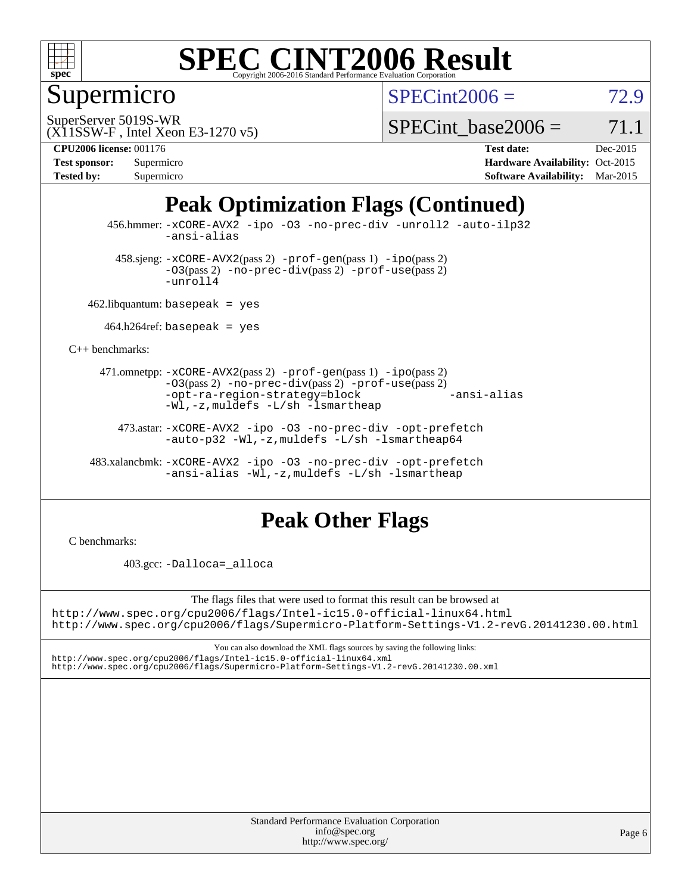# SPEC CINT2006 Result

Copyright 2006-2016 Standard Performance Evaluation Corporation

**Supermicro**

SuperServer 5019S-WR
(X11SSW-F , Intel Xeon E3-1270 v5)

SPECint2006 = 72.9

SPECint_base2006 = 71.1

| | | | |
|---|---|---|---|
| **CPU2006 license:** 001176 | | **Test date:** | Dec-2015 |
| **Test sponsor:** | Supermicro | **Hardware Availability:** | Oct-2015 |
| **Tested by:** | Supermicro | **Software Availability:** | Mar-2015 |

## Peak Optimization Flags (Continued)

456.hmmer: -xCORE-AVX2 -ipo -O3 -no-prec-div -unroll2 -auto-ilp32 -ansi-alias

458.sjeng: -xCORE-AVX2(pass 2) -prof-gen(pass 1) -ipo(pass 2) -O3(pass 2) -no-prec-div(pass 2) -prof-use(pass 2) -unroll4

462.libquantum: basepeak = yes

464.h264ref: basepeak = yes

C++ benchmarks:

471.omnetpp: -xCORE-AVX2(pass 2) -prof-gen(pass 1) -ipo(pass 2) -O3(pass 2) -no-prec-div(pass 2) -prof-use(pass 2) -opt-ra-region-strategy=block -ansi-alias -Wl,-z,muldefs -L/sh -lsmartheap

473.astar: -xCORE-AVX2 -ipo -O3 -no-prec-div -opt-prefetch -auto-p32 -Wl,-z,muldefs -L/sh -lsmartheap64

483.xalancbmk: -xCORE-AVX2 -ipo -O3 -no-prec-div -opt-prefetch -ansi-alias -Wl,-z,muldefs -L/sh -lsmartheap

## Peak Other Flags

C benchmarks:

403.gcc: -Dalloca=_alloca

The flags files that were used to format this result can be browsed at
http://www.spec.org/cpu2006/flags/Intel-ic15.0-official-linux64.html
http://www.spec.org/cpu2006/flags/Supermicro-Platform-Settings-V1.2-revG.20141230.00.html

You can also download the XML flags sources by saving the following links:
http://www.spec.org/cpu2006/flags/Intel-ic15.0-official-linux64.xml
http://www.spec.org/cpu2006/flags/Supermicro-Platform-Settings-V1.2-revG.20141230.00.xml

Standard Performance Evaluation Corporation
info@spec.org
http://www.spec.org/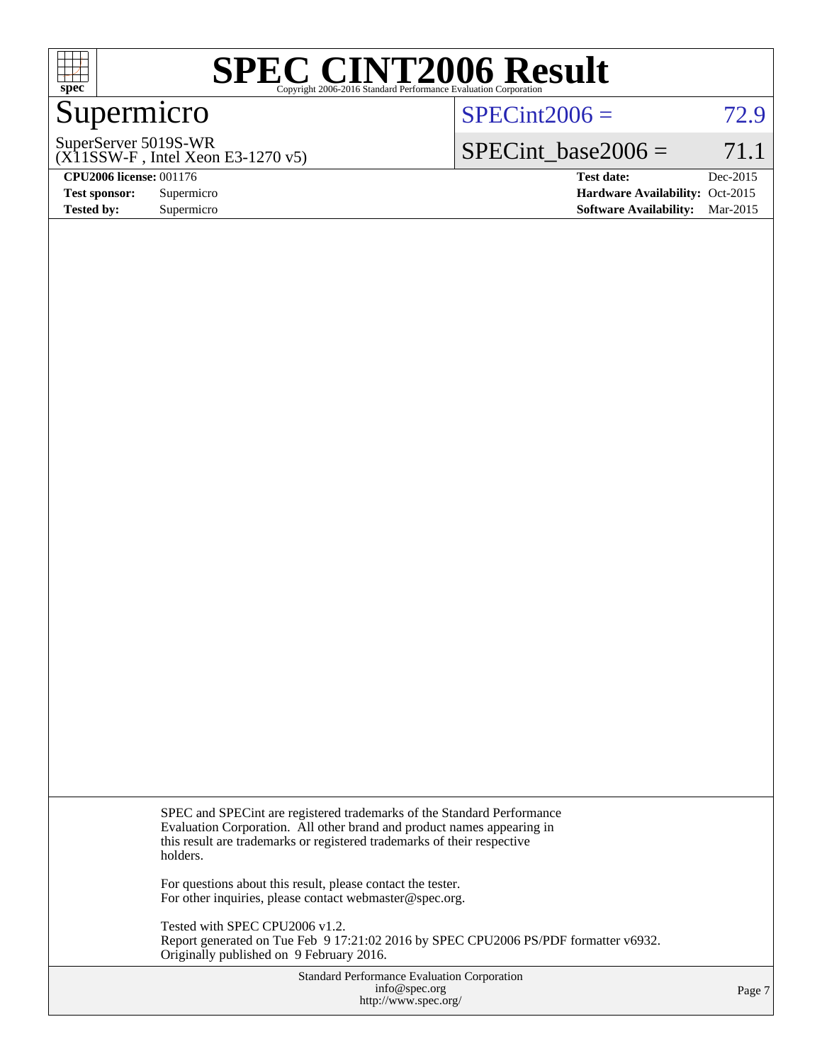SPEC and SPECint are registered trademarks of the Standard Performance Evaluation Corporation. All other brand and product names appearing in this result are trademarks or registered trademarks of their respective holders.

For questions about this result, please contact the tester.
For other inquiries, please contact webmaster@spec.org.

Tested with SPEC CPU2006 v1.2.
Report generated on Tue Feb 9 17:21:02 2016 by SPEC CPU2006 PS/PDF formatter v6932.
Originally published on 9 February 2016.